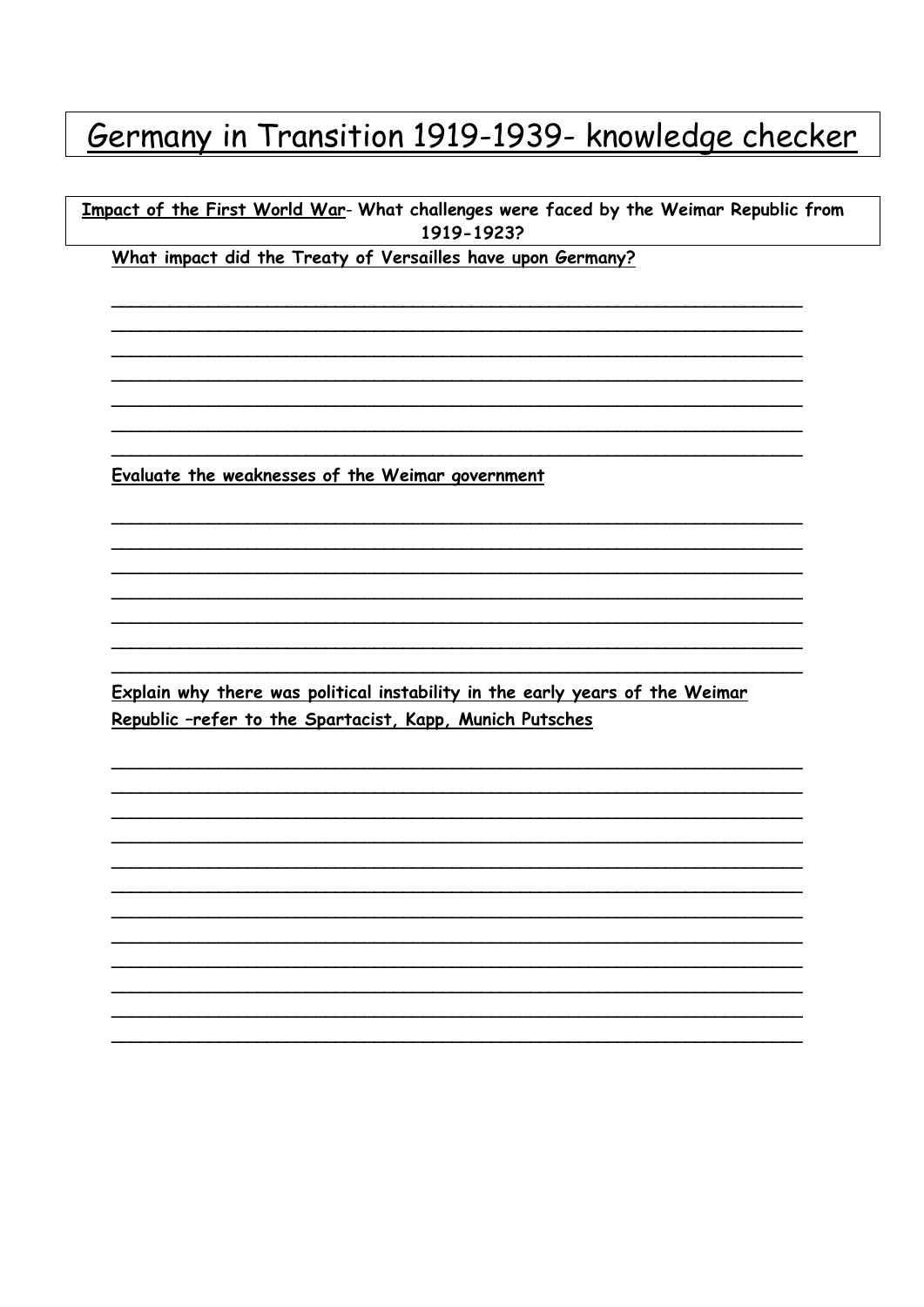# Germany in Transition 1919-1939- knowledge checker

**Impact of the First World War- What challenges were faced by the Weimar Republic from 1919-1923?**

**What impact did the Treaty of Versailles have upon Germany?**

______________________________________________________________________
______________________________________________________________________
______________________________________________________________________
______________________________________________________________________
______________________________________________________________________
______________________________________________________________________
______________________________________________________________________

**Evaluate the weaknesses of the Weimar government**

______________________________________________________________________
______________________________________________________________________
______________________________________________________________________
______________________________________________________________________
______________________________________________________________________
______________________________________________________________________
______________________________________________________________________

**Explain why there was political instability in the early years of the Weimar Republic –refer to the Spartacist, Kapp, Munich Putsches**

______________________________________________________________________
______________________________________________________________________
______________________________________________________________________
______________________________________________________________________
______________________________________________________________________
______________________________________________________________________
______________________________________________________________________
______________________________________________________________________
______________________________________________________________________
______________________________________________________________________
______________________________________________________________________
______________________________________________________________________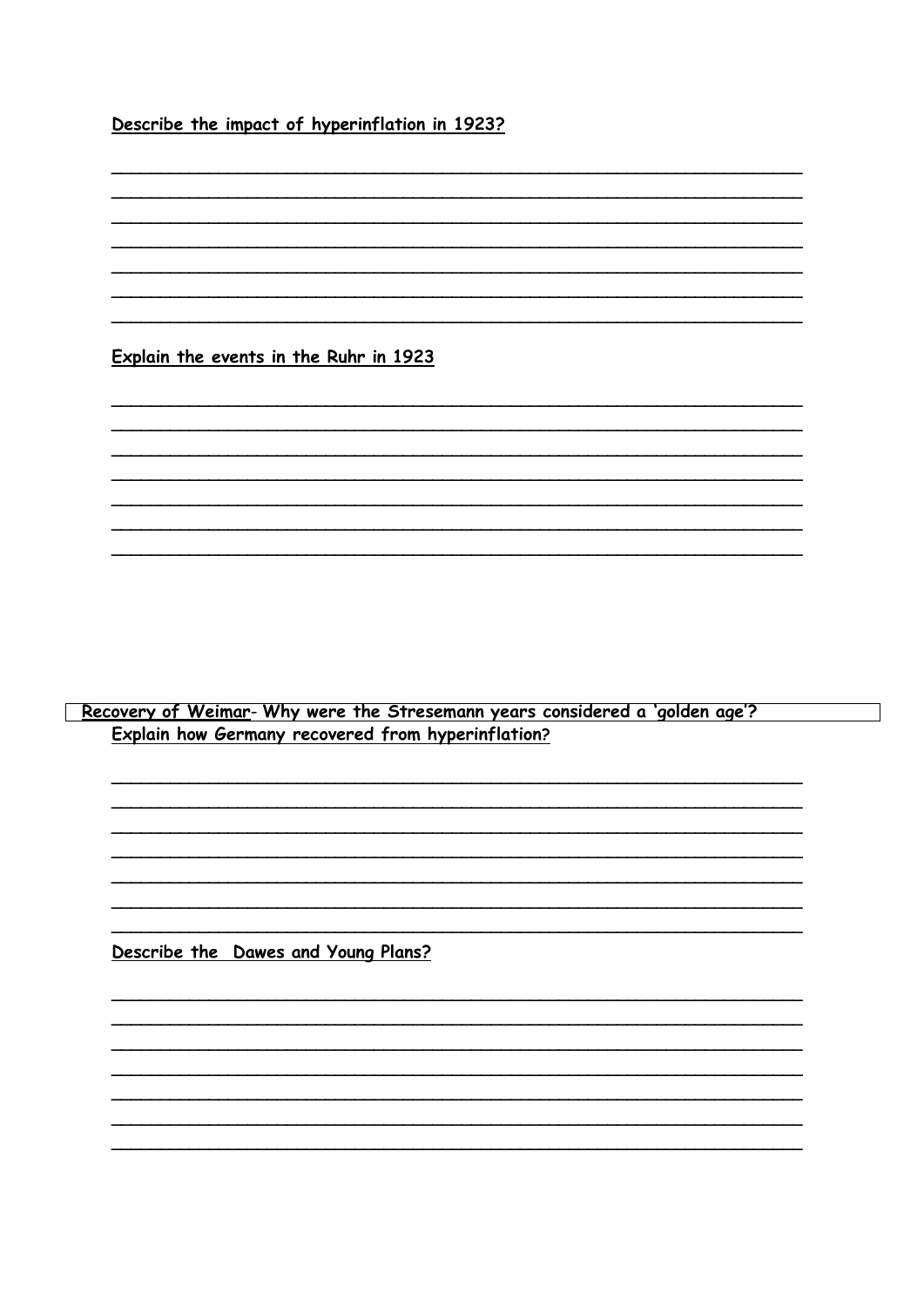**Describe the impact of hyperinflation in 1923?**

**Explain the events in the Ruhr in 1923**

**Recovery of Weimar- Why were the Stresemann years considered a 'golden age'?**

**Explain how Germany recovered from hyperinflation?**

**Describe the Dawes and Young Plans?**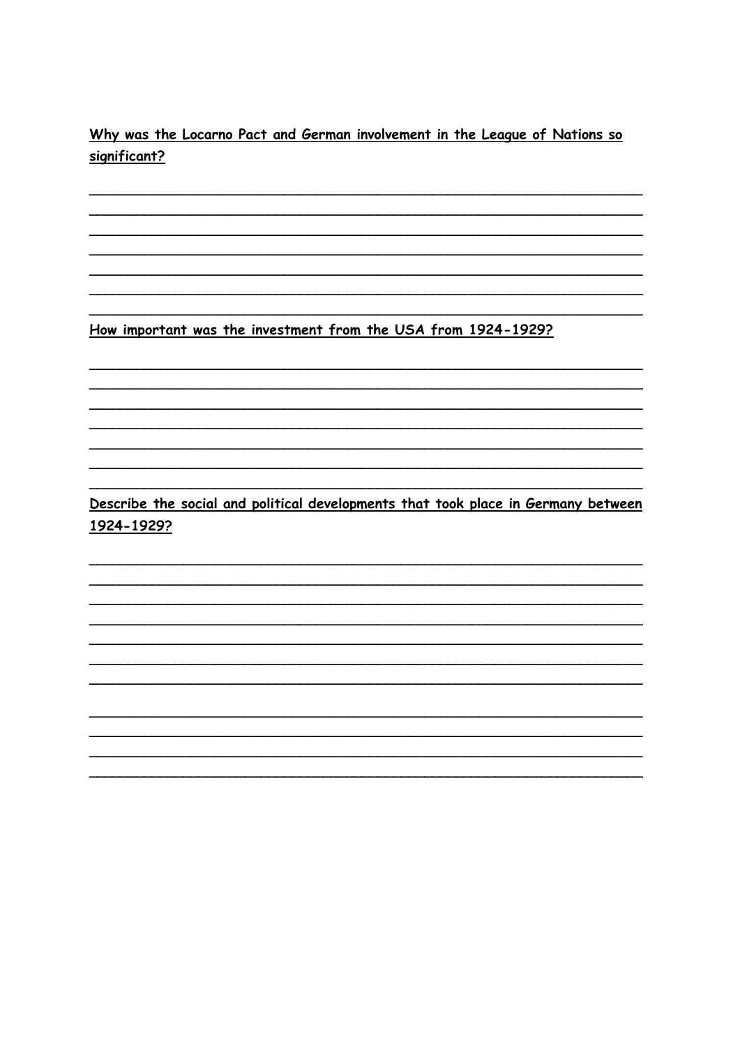<u>**Why was the Locarno Pact and German involvement in the League of Nations so significant?**</u>

<u>**How important was the investment from the USA from 1924-1929?**</u>

<u>**Describe the social and political developments that took place in Germany between 1924-1929?**</u>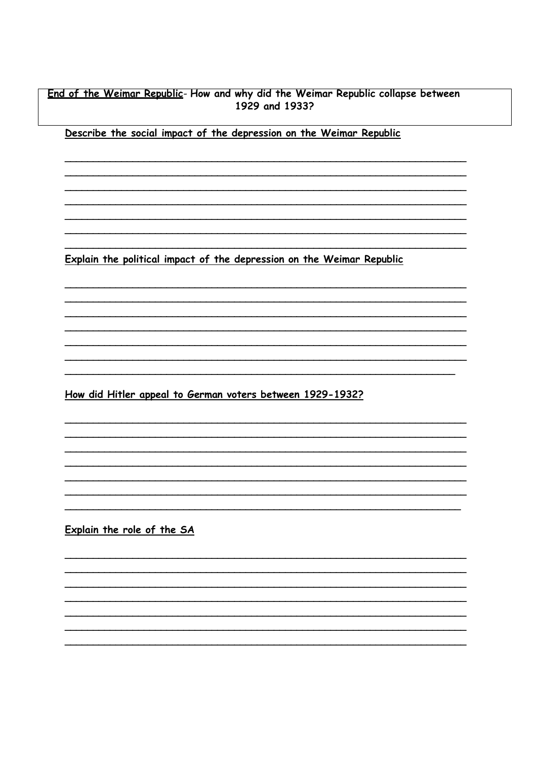**End of the Weimar Republic**- How and why did the Weimar Republic collapse between 1929 and 1933?

**Describe the social impact of the depression on the Weimar Republic**

___________________________________________________________________
___________________________________________________________________
___________________________________________________________________
___________________________________________________________________
___________________________________________________________________
___________________________________________________________________
___________________________________________________________________

**Explain the political impact of the depression on the Weimar Republic**

___________________________________________________________________
___________________________________________________________________
___________________________________________________________________
___________________________________________________________________
___________________________________________________________________
___________________________________________________________________
___________________________________________________________________

**How did Hitler appeal to German voters between 1929-1932?**

___________________________________________________________________
___________________________________________________________________
___________________________________________________________________
___________________________________________________________________
___________________________________________________________________
___________________________________________________________________
___________________________________________________________________

**Explain the role of the SA**

___________________________________________________________________
___________________________________________________________________
___________________________________________________________________
___________________________________________________________________
___________________________________________________________________
___________________________________________________________________
___________________________________________________________________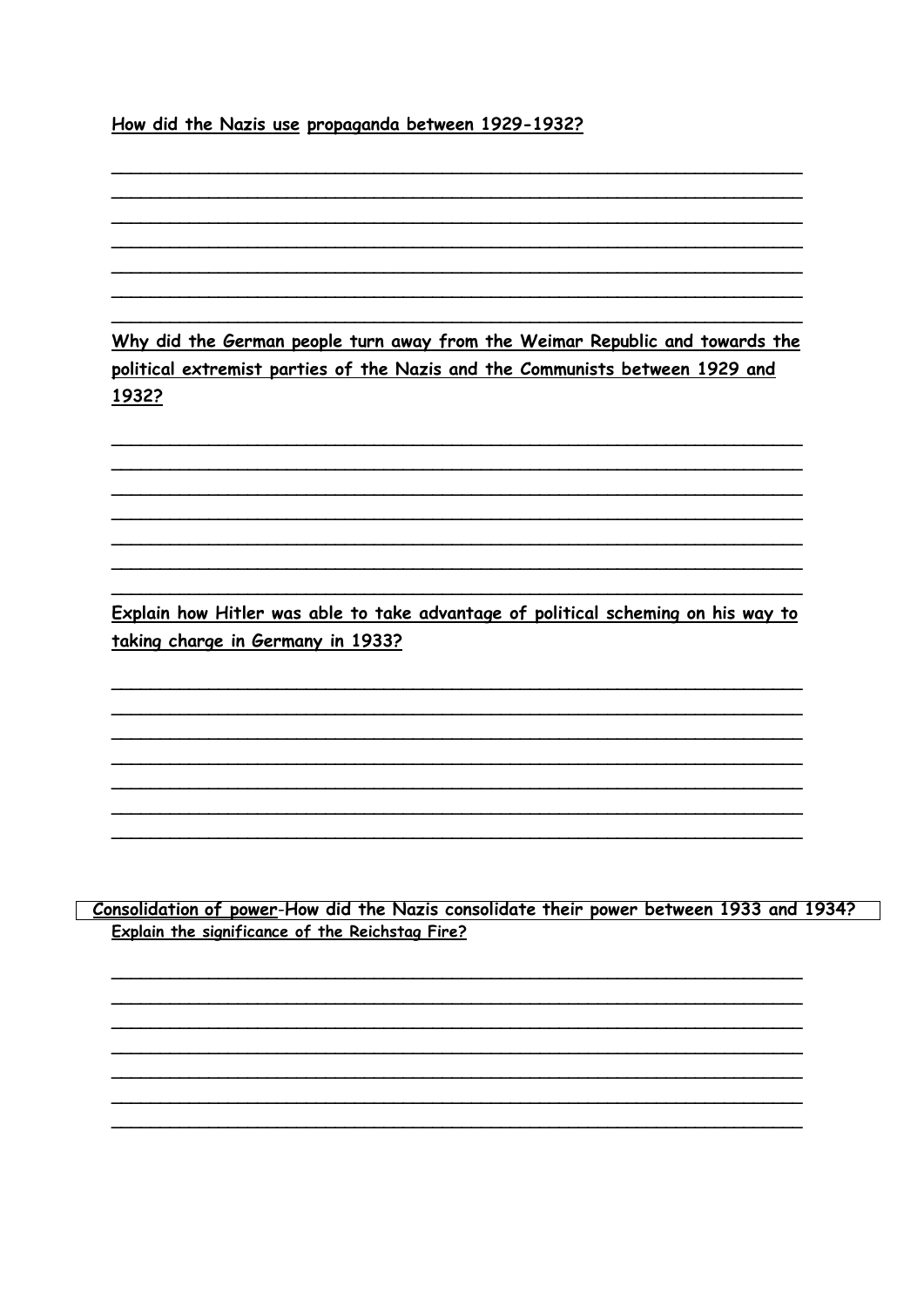**How did the Nazis use propaganda between 1929-1932?**

**Why did the German people turn away from the Weimar Republic and towards the political extremist parties of the Nazis and the Communists between 1929 and 1932?**

**Explain how Hitler was able to take advantage of political scheming on his way to taking charge in Germany in 1933?**

**Consolidation of power-How did the Nazis consolidate their power between 1933 and 1934?**

**Explain the significance of the Reichstag Fire?**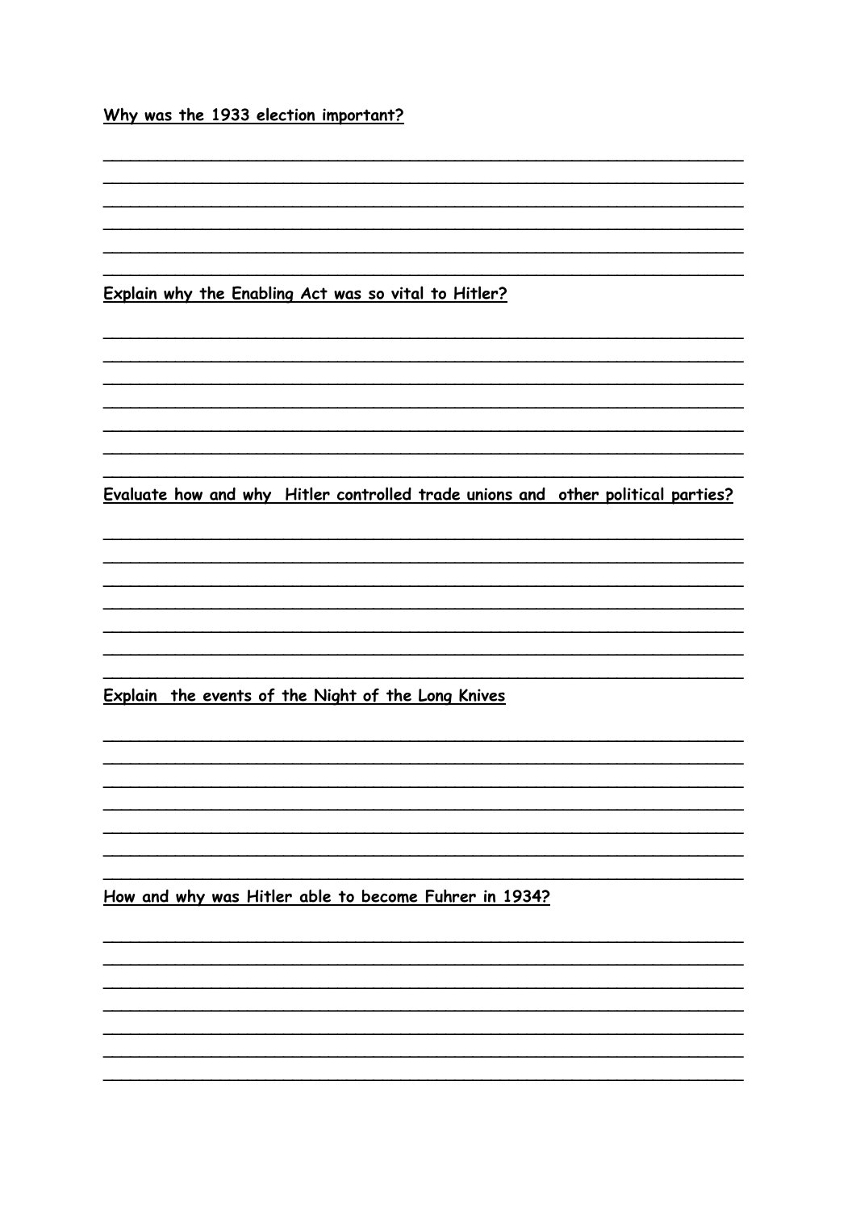**Why was the 1933 election important?**

\_\_\_\_\_\_\_\_\_\_\_\_\_\_\_\_\_\_\_\_\_\_\_\_\_\_\_\_\_\_\_\_\_\_\_\_\_\_\_\_\_\_\_\_\_\_\_\_\_\_\_\_\_\_\_\_\_\_\_\_

\_\_\_\_\_\_\_\_\_\_\_\_\_\_\_\_\_\_\_\_\_\_\_\_\_\_\_\_\_\_\_\_\_\_\_\_\_\_\_\_\_\_\_\_\_\_\_\_\_\_\_\_\_\_\_\_\_\_\_\_

\_\_\_\_\_\_\_\_\_\_\_\_\_\_\_\_\_\_\_\_\_\_\_\_\_\_\_\_\_\_\_\_\_\_\_\_\_\_\_\_\_\_\_\_\_\_\_\_\_\_\_\_\_\_\_\_\_\_\_\_

\_\_\_\_\_\_\_\_\_\_\_\_\_\_\_\_\_\_\_\_\_\_\_\_\_\_\_\_\_\_\_\_\_\_\_\_\_\_\_\_\_\_\_\_\_\_\_\_\_\_\_\_\_\_\_\_\_\_\_\_

\_\_\_\_\_\_\_\_\_\_\_\_\_\_\_\_\_\_\_\_\_\_\_\_\_\_\_\_\_\_\_\_\_\_\_\_\_\_\_\_\_\_\_\_\_\_\_\_\_\_\_\_\_\_\_\_\_\_\_\_

\_\_\_\_\_\_\_\_\_\_\_\_\_\_\_\_\_\_\_\_\_\_\_\_\_\_\_\_\_\_\_\_\_\_\_\_\_\_\_\_\_\_\_\_\_\_\_\_\_\_\_\_\_\_\_\_\_\_\_\_

**Explain why the Enabling Act was so vital to Hitler?**

\_\_\_\_\_\_\_\_\_\_\_\_\_\_\_\_\_\_\_\_\_\_\_\_\_\_\_\_\_\_\_\_\_\_\_\_\_\_\_\_\_\_\_\_\_\_\_\_\_\_\_\_\_\_\_\_\_\_\_\_

\_\_\_\_\_\_\_\_\_\_\_\_\_\_\_\_\_\_\_\_\_\_\_\_\_\_\_\_\_\_\_\_\_\_\_\_\_\_\_\_\_\_\_\_\_\_\_\_\_\_\_\_\_\_\_\_\_\_\_\_

\_\_\_\_\_\_\_\_\_\_\_\_\_\_\_\_\_\_\_\_\_\_\_\_\_\_\_\_\_\_\_\_\_\_\_\_\_\_\_\_\_\_\_\_\_\_\_\_\_\_\_\_\_\_\_\_\_\_\_\_

\_\_\_\_\_\_\_\_\_\_\_\_\_\_\_\_\_\_\_\_\_\_\_\_\_\_\_\_\_\_\_\_\_\_\_\_\_\_\_\_\_\_\_\_\_\_\_\_\_\_\_\_\_\_\_\_\_\_\_\_

\_\_\_\_\_\_\_\_\_\_\_\_\_\_\_\_\_\_\_\_\_\_\_\_\_\_\_\_\_\_\_\_\_\_\_\_\_\_\_\_\_\_\_\_\_\_\_\_\_\_\_\_\_\_\_\_\_\_\_\_

\_\_\_\_\_\_\_\_\_\_\_\_\_\_\_\_\_\_\_\_\_\_\_\_\_\_\_\_\_\_\_\_\_\_\_\_\_\_\_\_\_\_\_\_\_\_\_\_\_\_\_\_\_\_\_\_\_\_\_\_

\_\_\_\_\_\_\_\_\_\_\_\_\_\_\_\_\_\_\_\_\_\_\_\_\_\_\_\_\_\_\_\_\_\_\_\_\_\_\_\_\_\_\_\_\_\_\_\_\_\_\_\_\_\_\_\_\_\_\_\_

**Evaluate how and why Hitler controlled trade unions and other political parties?**

\_\_\_\_\_\_\_\_\_\_\_\_\_\_\_\_\_\_\_\_\_\_\_\_\_\_\_\_\_\_\_\_\_\_\_\_\_\_\_\_\_\_\_\_\_\_\_\_\_\_\_\_\_\_\_\_\_\_\_\_

\_\_\_\_\_\_\_\_\_\_\_\_\_\_\_\_\_\_\_\_\_\_\_\_\_\_\_\_\_\_\_\_\_\_\_\_\_\_\_\_\_\_\_\_\_\_\_\_\_\_\_\_\_\_\_\_\_\_\_\_

\_\_\_\_\_\_\_\_\_\_\_\_\_\_\_\_\_\_\_\_\_\_\_\_\_\_\_\_\_\_\_\_\_\_\_\_\_\_\_\_\_\_\_\_\_\_\_\_\_\_\_\_\_\_\_\_\_\_\_\_

\_\_\_\_\_\_\_\_\_\_\_\_\_\_\_\_\_\_\_\_\_\_\_\_\_\_\_\_\_\_\_\_\_\_\_\_\_\_\_\_\_\_\_\_\_\_\_\_\_\_\_\_\_\_\_\_\_\_\_\_

\_\_\_\_\_\_\_\_\_\_\_\_\_\_\_\_\_\_\_\_\_\_\_\_\_\_\_\_\_\_\_\_\_\_\_\_\_\_\_\_\_\_\_\_\_\_\_\_\_\_\_\_\_\_\_\_\_\_\_\_

\_\_\_\_\_\_\_\_\_\_\_\_\_\_\_\_\_\_\_\_\_\_\_\_\_\_\_\_\_\_\_\_\_\_\_\_\_\_\_\_\_\_\_\_\_\_\_\_\_\_\_\_\_\_\_\_\_\_\_\_

\_\_\_\_\_\_\_\_\_\_\_\_\_\_\_\_\_\_\_\_\_\_\_\_\_\_\_\_\_\_\_\_\_\_\_\_\_\_\_\_\_\_\_\_\_\_\_\_\_\_\_\_\_\_\_\_\_\_\_\_

**Explain the events of the Night of the Long Knives**

\_\_\_\_\_\_\_\_\_\_\_\_\_\_\_\_\_\_\_\_\_\_\_\_\_\_\_\_\_\_\_\_\_\_\_\_\_\_\_\_\_\_\_\_\_\_\_\_\_\_\_\_\_\_\_\_\_\_\_\_

\_\_\_\_\_\_\_\_\_\_\_\_\_\_\_\_\_\_\_\_\_\_\_\_\_\_\_\_\_\_\_\_\_\_\_\_\_\_\_\_\_\_\_\_\_\_\_\_\_\_\_\_\_\_\_\_\_\_\_\_

\_\_\_\_\_\_\_\_\_\_\_\_\_\_\_\_\_\_\_\_\_\_\_\_\_\_\_\_\_\_\_\_\_\_\_\_\_\_\_\_\_\_\_\_\_\_\_\_\_\_\_\_\_\_\_\_\_\_\_\_

\_\_\_\_\_\_\_\_\_\_\_\_\_\_\_\_\_\_\_\_\_\_\_\_\_\_\_\_\_\_\_\_\_\_\_\_\_\_\_\_\_\_\_\_\_\_\_\_\_\_\_\_\_\_\_\_\_\_\_\_

\_\_\_\_\_\_\_\_\_\_\_\_\_\_\_\_\_\_\_\_\_\_\_\_\_\_\_\_\_\_\_\_\_\_\_\_\_\_\_\_\_\_\_\_\_\_\_\_\_\_\_\_\_\_\_\_\_\_\_\_

\_\_\_\_\_\_\_\_\_\_\_\_\_\_\_\_\_\_\_\_\_\_\_\_\_\_\_\_\_\_\_\_\_\_\_\_\_\_\_\_\_\_\_\_\_\_\_\_\_\_\_\_\_\_\_\_\_\_\_\_

\_\_\_\_\_\_\_\_\_\_\_\_\_\_\_\_\_\_\_\_\_\_\_\_\_\_\_\_\_\_\_\_\_\_\_\_\_\_\_\_\_\_\_\_\_\_\_\_\_\_\_\_\_\_\_\_\_\_\_\_

**How and why was Hitler able to become Fuhrer in 1934?**

\_\_\_\_\_\_\_\_\_\_\_\_\_\_\_\_\_\_\_\_\_\_\_\_\_\_\_\_\_\_\_\_\_\_\_\_\_\_\_\_\_\_\_\_\_\_\_\_\_\_\_\_\_\_\_\_\_\_\_\_

\_\_\_\_\_\_\_\_\_\_\_\_\_\_\_\_\_\_\_\_\_\_\_\_\_\_\_\_\_\_\_\_\_\_\_\_\_\_\_\_\_\_\_\_\_\_\_\_\_\_\_\_\_\_\_\_\_\_\_\_

\_\_\_\_\_\_\_\_\_\_\_\_\_\_\_\_\_\_\_\_\_\_\_\_\_\_\_\_\_\_\_\_\_\_\_\_\_\_\_\_\_\_\_\_\_\_\_\_\_\_\_\_\_\_\_\_\_\_\_\_

\_\_\_\_\_\_\_\_\_\_\_\_\_\_\_\_\_\_\_\_\_\_\_\_\_\_\_\_\_\_\_\_\_\_\_\_\_\_\_\_\_\_\_\_\_\_\_\_\_\_\_\_\_\_\_\_\_\_\_\_

\_\_\_\_\_\_\_\_\_\_\_\_\_\_\_\_\_\_\_\_\_\_\_\_\_\_\_\_\_\_\_\_\_\_\_\_\_\_\_\_\_\_\_\_\_\_\_\_\_\_\_\_\_\_\_\_\_\_\_\_

\_\_\_\_\_\_\_\_\_\_\_\_\_\_\_\_\_\_\_\_\_\_\_\_\_\_\_\_\_\_\_\_\_\_\_\_\_\_\_\_\_\_\_\_\_\_\_\_\_\_\_\_\_\_\_\_\_\_\_\_

\_\_\_\_\_\_\_\_\_\_\_\_\_\_\_\_\_\_\_\_\_\_\_\_\_\_\_\_\_\_\_\_\_\_\_\_\_\_\_\_\_\_\_\_\_\_\_\_\_\_\_\_\_\_\_\_\_\_\_\_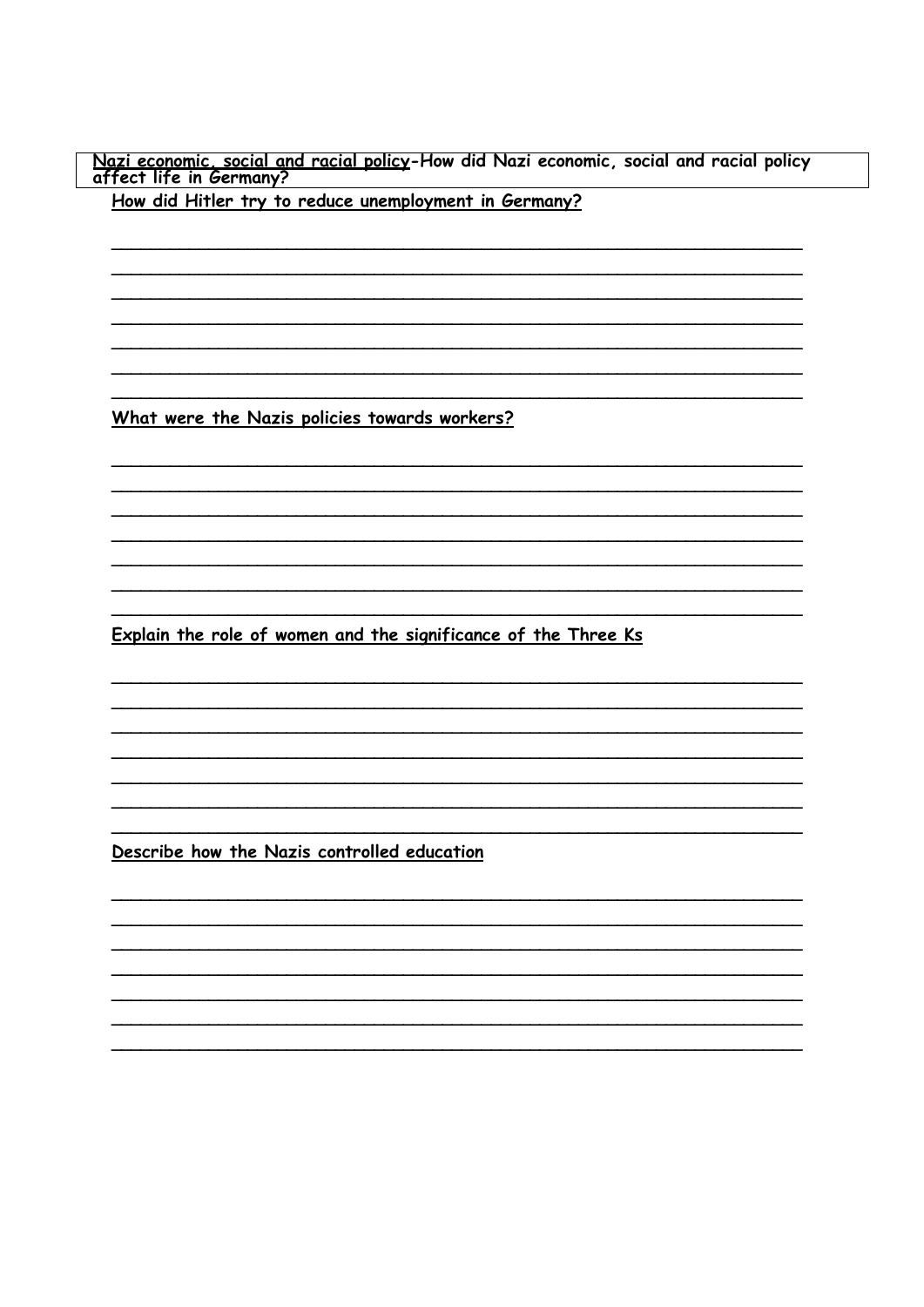**Nazi economic, social and racial policy**-How did Nazi economic, social and racial policy affect life in Germany?

**How did Hitler try to reduce unemployment in Germany?**

\_\_\_\_\_\_\_\_\_\_\_\_\_\_\_\_\_\_\_\_\_\_\_\_\_\_\_\_\_\_\_\_\_\_\_\_\_\_\_\_\_\_\_\_\_\_\_\_\_\_\_\_\_\_\_\_\_\_\_\_\_\_\_\_\_\_

\_\_\_\_\_\_\_\_\_\_\_\_\_\_\_\_\_\_\_\_\_\_\_\_\_\_\_\_\_\_\_\_\_\_\_\_\_\_\_\_\_\_\_\_\_\_\_\_\_\_\_\_\_\_\_\_\_\_\_\_\_\_\_\_\_\_

\_\_\_\_\_\_\_\_\_\_\_\_\_\_\_\_\_\_\_\_\_\_\_\_\_\_\_\_\_\_\_\_\_\_\_\_\_\_\_\_\_\_\_\_\_\_\_\_\_\_\_\_\_\_\_\_\_\_\_\_\_\_\_\_\_\_

\_\_\_\_\_\_\_\_\_\_\_\_\_\_\_\_\_\_\_\_\_\_\_\_\_\_\_\_\_\_\_\_\_\_\_\_\_\_\_\_\_\_\_\_\_\_\_\_\_\_\_\_\_\_\_\_\_\_\_\_\_\_\_\_\_\_

\_\_\_\_\_\_\_\_\_\_\_\_\_\_\_\_\_\_\_\_\_\_\_\_\_\_\_\_\_\_\_\_\_\_\_\_\_\_\_\_\_\_\_\_\_\_\_\_\_\_\_\_\_\_\_\_\_\_\_\_\_\_\_\_\_\_

\_\_\_\_\_\_\_\_\_\_\_\_\_\_\_\_\_\_\_\_\_\_\_\_\_\_\_\_\_\_\_\_\_\_\_\_\_\_\_\_\_\_\_\_\_\_\_\_\_\_\_\_\_\_\_\_\_\_\_\_\_\_\_\_\_\_

\_\_\_\_\_\_\_\_\_\_\_\_\_\_\_\_\_\_\_\_\_\_\_\_\_\_\_\_\_\_\_\_\_\_\_\_\_\_\_\_\_\_\_\_\_\_\_\_\_\_\_\_\_\_\_\_\_\_\_\_\_\_\_\_\_\_

**What were the Nazis policies towards workers?**

\_\_\_\_\_\_\_\_\_\_\_\_\_\_\_\_\_\_\_\_\_\_\_\_\_\_\_\_\_\_\_\_\_\_\_\_\_\_\_\_\_\_\_\_\_\_\_\_\_\_\_\_\_\_\_\_\_\_\_\_\_\_\_\_\_\_

\_\_\_\_\_\_\_\_\_\_\_\_\_\_\_\_\_\_\_\_\_\_\_\_\_\_\_\_\_\_\_\_\_\_\_\_\_\_\_\_\_\_\_\_\_\_\_\_\_\_\_\_\_\_\_\_\_\_\_\_\_\_\_\_\_\_

\_\_\_\_\_\_\_\_\_\_\_\_\_\_\_\_\_\_\_\_\_\_\_\_\_\_\_\_\_\_\_\_\_\_\_\_\_\_\_\_\_\_\_\_\_\_\_\_\_\_\_\_\_\_\_\_\_\_\_\_\_\_\_\_\_\_

\_\_\_\_\_\_\_\_\_\_\_\_\_\_\_\_\_\_\_\_\_\_\_\_\_\_\_\_\_\_\_\_\_\_\_\_\_\_\_\_\_\_\_\_\_\_\_\_\_\_\_\_\_\_\_\_\_\_\_\_\_\_\_\_\_\_

\_\_\_\_\_\_\_\_\_\_\_\_\_\_\_\_\_\_\_\_\_\_\_\_\_\_\_\_\_\_\_\_\_\_\_\_\_\_\_\_\_\_\_\_\_\_\_\_\_\_\_\_\_\_\_\_\_\_\_\_\_\_\_\_\_\_

\_\_\_\_\_\_\_\_\_\_\_\_\_\_\_\_\_\_\_\_\_\_\_\_\_\_\_\_\_\_\_\_\_\_\_\_\_\_\_\_\_\_\_\_\_\_\_\_\_\_\_\_\_\_\_\_\_\_\_\_\_\_\_\_\_\_

\_\_\_\_\_\_\_\_\_\_\_\_\_\_\_\_\_\_\_\_\_\_\_\_\_\_\_\_\_\_\_\_\_\_\_\_\_\_\_\_\_\_\_\_\_\_\_\_\_\_\_\_\_\_\_\_\_\_\_\_\_\_\_\_\_\_

**Explain the role of women and the significance of the Three Ks**

\_\_\_\_\_\_\_\_\_\_\_\_\_\_\_\_\_\_\_\_\_\_\_\_\_\_\_\_\_\_\_\_\_\_\_\_\_\_\_\_\_\_\_\_\_\_\_\_\_\_\_\_\_\_\_\_\_\_\_\_\_\_\_\_\_\_

\_\_\_\_\_\_\_\_\_\_\_\_\_\_\_\_\_\_\_\_\_\_\_\_\_\_\_\_\_\_\_\_\_\_\_\_\_\_\_\_\_\_\_\_\_\_\_\_\_\_\_\_\_\_\_\_\_\_\_\_\_\_\_\_\_\_

\_\_\_\_\_\_\_\_\_\_\_\_\_\_\_\_\_\_\_\_\_\_\_\_\_\_\_\_\_\_\_\_\_\_\_\_\_\_\_\_\_\_\_\_\_\_\_\_\_\_\_\_\_\_\_\_\_\_\_\_\_\_\_\_\_\_

\_\_\_\_\_\_\_\_\_\_\_\_\_\_\_\_\_\_\_\_\_\_\_\_\_\_\_\_\_\_\_\_\_\_\_\_\_\_\_\_\_\_\_\_\_\_\_\_\_\_\_\_\_\_\_\_\_\_\_\_\_\_\_\_\_\_

\_\_\_\_\_\_\_\_\_\_\_\_\_\_\_\_\_\_\_\_\_\_\_\_\_\_\_\_\_\_\_\_\_\_\_\_\_\_\_\_\_\_\_\_\_\_\_\_\_\_\_\_\_\_\_\_\_\_\_\_\_\_\_\_\_\_

\_\_\_\_\_\_\_\_\_\_\_\_\_\_\_\_\_\_\_\_\_\_\_\_\_\_\_\_\_\_\_\_\_\_\_\_\_\_\_\_\_\_\_\_\_\_\_\_\_\_\_\_\_\_\_\_\_\_\_\_\_\_\_\_\_\_

\_\_\_\_\_\_\_\_\_\_\_\_\_\_\_\_\_\_\_\_\_\_\_\_\_\_\_\_\_\_\_\_\_\_\_\_\_\_\_\_\_\_\_\_\_\_\_\_\_\_\_\_\_\_\_\_\_\_\_\_\_\_\_\_\_\_

**Describe how the Nazis controlled education**

\_\_\_\_\_\_\_\_\_\_\_\_\_\_\_\_\_\_\_\_\_\_\_\_\_\_\_\_\_\_\_\_\_\_\_\_\_\_\_\_\_\_\_\_\_\_\_\_\_\_\_\_\_\_\_\_\_\_\_\_\_\_\_\_\_\_

\_\_\_\_\_\_\_\_\_\_\_\_\_\_\_\_\_\_\_\_\_\_\_\_\_\_\_\_\_\_\_\_\_\_\_\_\_\_\_\_\_\_\_\_\_\_\_\_\_\_\_\_\_\_\_\_\_\_\_\_\_\_\_\_\_\_

\_\_\_\_\_\_\_\_\_\_\_\_\_\_\_\_\_\_\_\_\_\_\_\_\_\_\_\_\_\_\_\_\_\_\_\_\_\_\_\_\_\_\_\_\_\_\_\_\_\_\_\_\_\_\_\_\_\_\_\_\_\_\_\_\_\_

\_\_\_\_\_\_\_\_\_\_\_\_\_\_\_\_\_\_\_\_\_\_\_\_\_\_\_\_\_\_\_\_\_\_\_\_\_\_\_\_\_\_\_\_\_\_\_\_\_\_\_\_\_\_\_\_\_\_\_\_\_\_\_\_\_\_

\_\_\_\_\_\_\_\_\_\_\_\_\_\_\_\_\_\_\_\_\_\_\_\_\_\_\_\_\_\_\_\_\_\_\_\_\_\_\_\_\_\_\_\_\_\_\_\_\_\_\_\_\_\_\_\_\_\_\_\_\_\_\_\_\_\_

\_\_\_\_\_\_\_\_\_\_\_\_\_\_\_\_\_\_\_\_\_\_\_\_\_\_\_\_\_\_\_\_\_\_\_\_\_\_\_\_\_\_\_\_\_\_\_\_\_\_\_\_\_\_\_\_\_\_\_\_\_\_\_\_\_\_

\_\_\_\_\_\_\_\_\_\_\_\_\_\_\_\_\_\_\_\_\_\_\_\_\_\_\_\_\_\_\_\_\_\_\_\_\_\_\_\_\_\_\_\_\_\_\_\_\_\_\_\_\_\_\_\_\_\_\_\_\_\_\_\_\_\_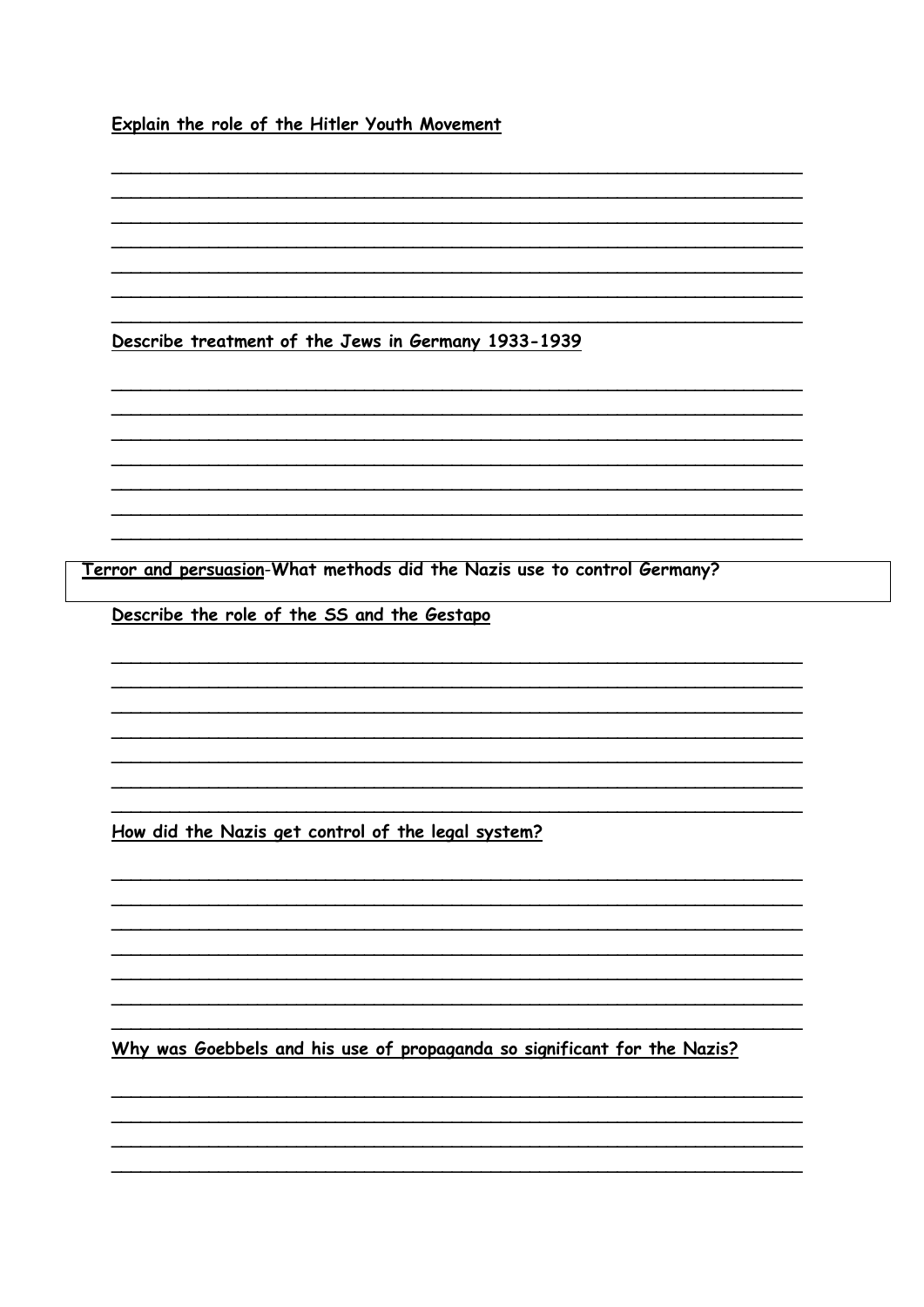**Explain the role of the Hitler Youth Movement**

_______________________________________________________________

_______________________________________________________________

_______________________________________________________________

_______________________________________________________________

_______________________________________________________________

_______________________________________________________________

_______________________________________________________________

**Describe treatment of the Jews in Germany 1933-1939**

_______________________________________________________________

_______________________________________________________________

_______________________________________________________________

_______________________________________________________________

_______________________________________________________________

_______________________________________________________________

_______________________________________________________________

**Terror and persuasion-What methods did the Nazis use to control Germany?**

**Describe the role of the SS and the Gestapo**

_______________________________________________________________

_______________________________________________________________

_______________________________________________________________

_______________________________________________________________

_______________________________________________________________

_______________________________________________________________

_______________________________________________________________

**How did the Nazis get control of the legal system?**

_______________________________________________________________

_______________________________________________________________

_______________________________________________________________

_______________________________________________________________

_______________________________________________________________

_______________________________________________________________

_______________________________________________________________

**Why was Goebbels and his use of propaganda so significant for the Nazis?**

_______________________________________________________________

_______________________________________________________________

_______________________________________________________________

_______________________________________________________________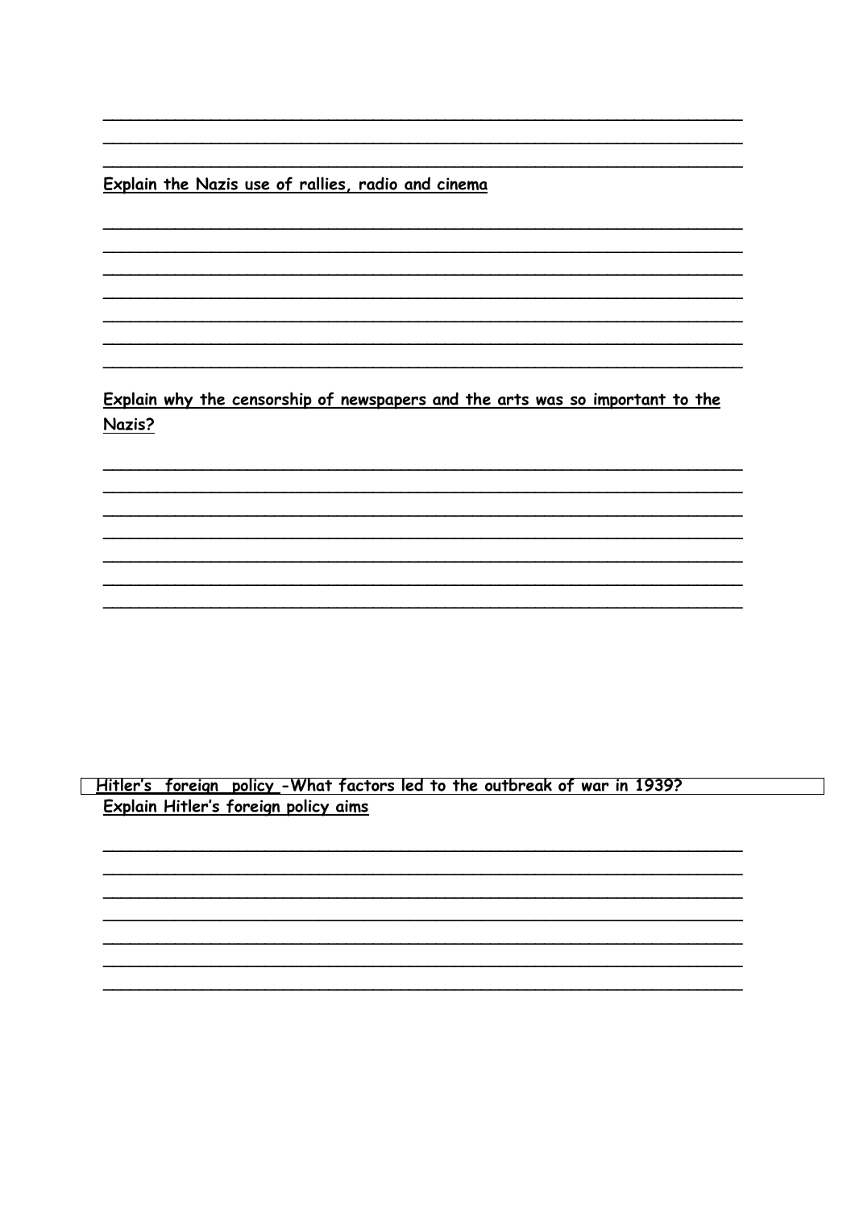**Explain the Nazis use of rallies, radio and cinema**

**Explain why the censorship of newspapers and the arts was so important to the Nazis?**

**Hitler's foreign policy -What factors led to the outbreak of war in 1939?**

**Explain Hitler's foreign policy aims**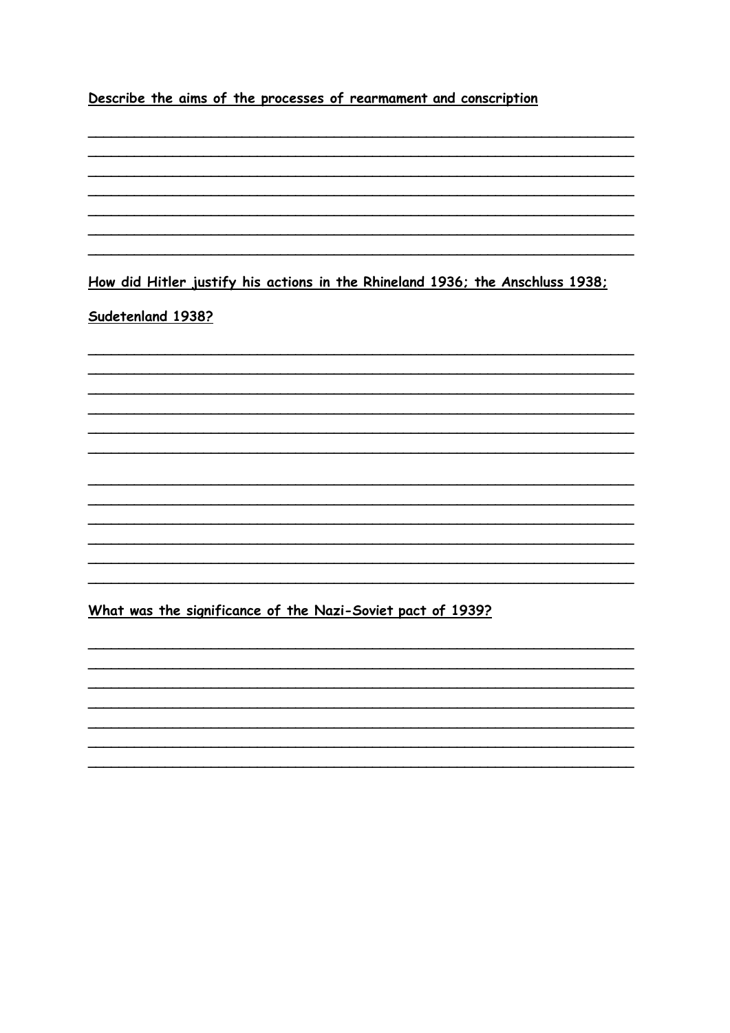<u>Describe the aims of the processes of rearmament and conscription</u>

______________________________________________________________________
______________________________________________________________________
______________________________________________________________________
______________________________________________________________________
______________________________________________________________________
______________________________________________________________________
______________________________________________________________________

<u>How did Hitler justify his actions in the Rhineland 1936; the Anschluss 1938; Sudetenland 1938?</u>

______________________________________________________________________
______________________________________________________________________
______________________________________________________________________
______________________________________________________________________
______________________________________________________________________
______________________________________________________________________

______________________________________________________________________
______________________________________________________________________
______________________________________________________________________
______________________________________________________________________
______________________________________________________________________
______________________________________________________________________
______________________________________________________________________

<u>What was the significance of the Nazi-Soviet pact of 1939?</u>

______________________________________________________________________
______________________________________________________________________
______________________________________________________________________
______________________________________________________________________
______________________________________________________________________
______________________________________________________________________
______________________________________________________________________